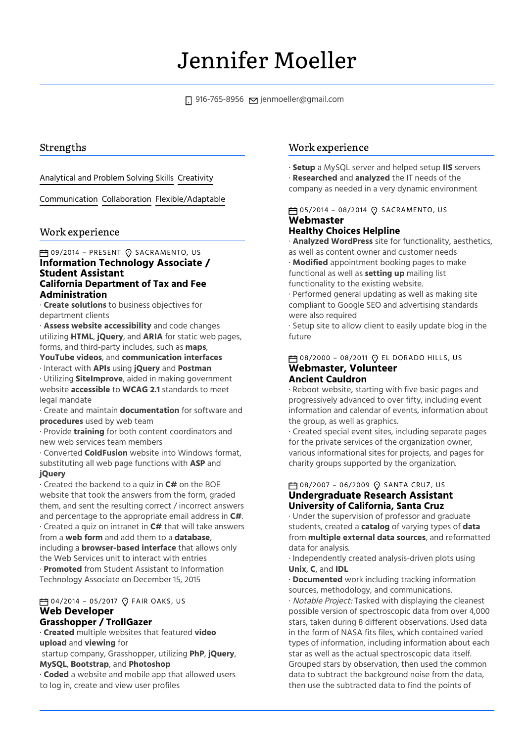# Jennifer Moeller

916-765-8956 jenmoeller@gmail.com

## Strengths

Analytical and Problem Solving Skills | Creativity | Communication | Collaboration | Flexible/Adaptable

## Work experience

09/2014 – PRESENT | SACRAMENTO, US

### Information Technology Associate / Student Assistant
### California Department of Tax and Fee Administration

- **Create solutions** to business objectives for department clients
- **Assess website accessibility** and code changes utilizing **HTML**, **jQuery**, and **ARIA** for static web pages, forms, and third-party includes, such as **maps**, **YouTube videos**, and **communication interfaces**
- Interact with **APIs** using **jQuery** and **Postman**
- Utilizing **SiteImprove**, aided in making government website **accessible** to **WCAG 2.1** standards to meet legal mandate
- Create and maintain **documentation** for software and **procedures** used by web team
- Provide **training** for both content coordinators and new web services team members
- Converted **ColdFusion** website into Windows format, substituting all web page functions with **ASP** and **jQuery**
- Created the backend to a quiz in **C#** on the BOE website that took the answers from the form, graded them, and sent the resulting correct / incorrect answers and percentage to the appropriate email address in **C#**.
- Created a quiz on intranet in **C#** that will take answers from a **web form** and add them to a **database**, including a **browser-based interface** that allows only the Web Services unit to interact with entries
- **Promoted** from Student Assistant to Information Technology Associate on December 15, 2015

04/2014 – 05/2017 | FAIR OAKS, US

### Web Developer
### Grasshopper / TrollGazer

- **Created** multiple websites that featured **video upload** and **viewing** for startup company, Grasshopper, utilizing **PhP**, **jQuery**, **MySQL**, **Bootstrap**, and **Photoshop**
- **Coded** a website and mobile app that allowed users to log in, create and view user profiles

## Work experience

- **Setup** a MySQL server and helped setup **IIS** servers
- **Researched** and **analyzed** the IT needs of the company as needed in a very dynamic environment

05/2014 – 08/2014 | SACRAMENTO, US

### Webmaster
### Healthy Choices Helpline

- **Analyzed WordPress** site for functionality, aesthetics, as well as content owner and customer needs
- **Modified** appointment booking pages to make functional as well as **setting up** mailing list functionality to the existing website.
- Performed general updating as well as making site compliant to Google SEO and advertising standards were also required
- Setup site to allow client to easily update blog in the future

08/2000 – 08/2011 | EL DORADO HILLS, US

### Webmaster, Volunteer
### Ancient Cauldron

- Reboot website, starting with five basic pages and progressively advanced to over fifty, including event information and calendar of events, information about the group, as well as graphics.
- Created special event sites, including separate pages for the private services of the organization owner, various informational sites for projects, and pages for charity groups supported by the organization.

08/2007 – 06/2009 | SANTA CRUZ, US

### Undergraduate Research Assistant
### University of California, Santa Cruz

- Under the supervision of professor and graduate students, created a **catalog** of varying types of **data** from **multiple external data sources**, and reformatted data for analysis.
- Independently created analysis-driven plots using **Unix**, **C**, and **IDL**
- **Documented** work including tracking information sources, methodology, and communications.
- *Notable Project:* Tasked with displaying the cleanest possible version of spectroscopic data from over 4,000 stars, taken during 8 different observations. Used data in the form of NASA fits files, which contained varied types of information, including information about each star as well as the actual spectroscopic data itself. Grouped stars by observation, then used the common data to subtract the background noise from the data, then use the subtracted data to find the points of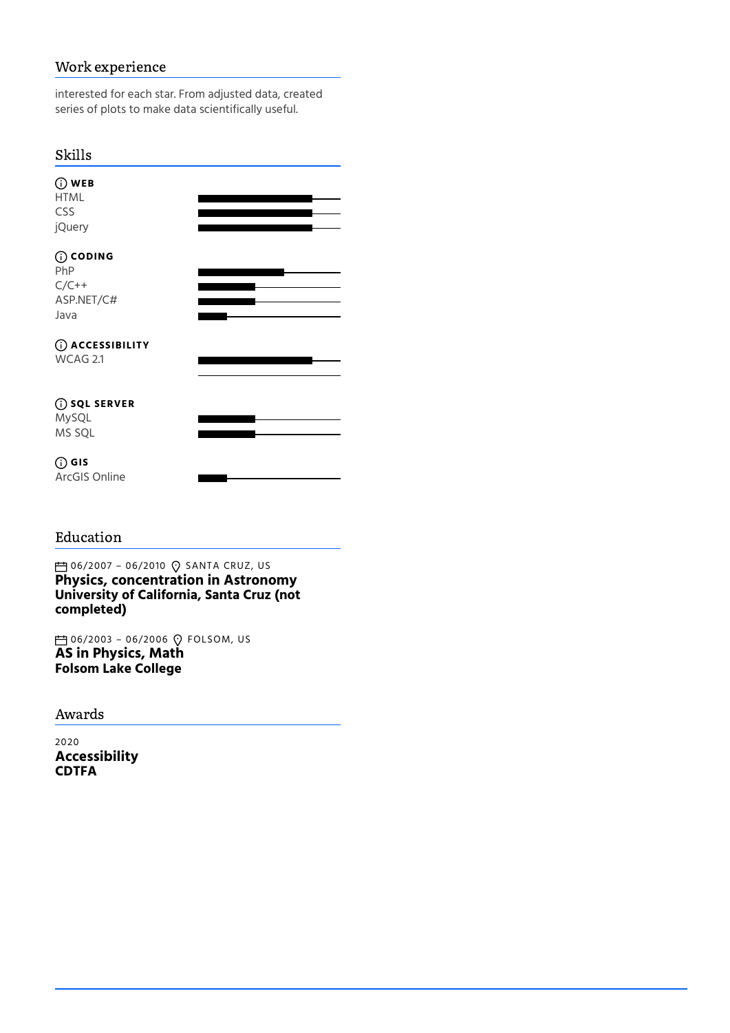## Work experience

interested for each star. From adjusted data, created series of plots to make data scientifically useful.

## Skills

**WEB**

HTML

CSS

jQuery

**CODING**

PhP

C/C++

ASP.NET/C#

Java

**ACCESSIBILITY**

WCAG 2.1

**SQL SERVER**

MySQL

MS SQL

**GIS**

ArcGIS Online

## Education

06/2007 – 06/2010 SANTA CRUZ, US

**Physics, concentration in Astronomy**
**University of California, Santa Cruz (not completed)**

06/2003 – 06/2006 FOLSOM, US

**AS in Physics, Math**
**Folsom Lake College**

## Awards

2020

**Accessibility**
**CDTFA**